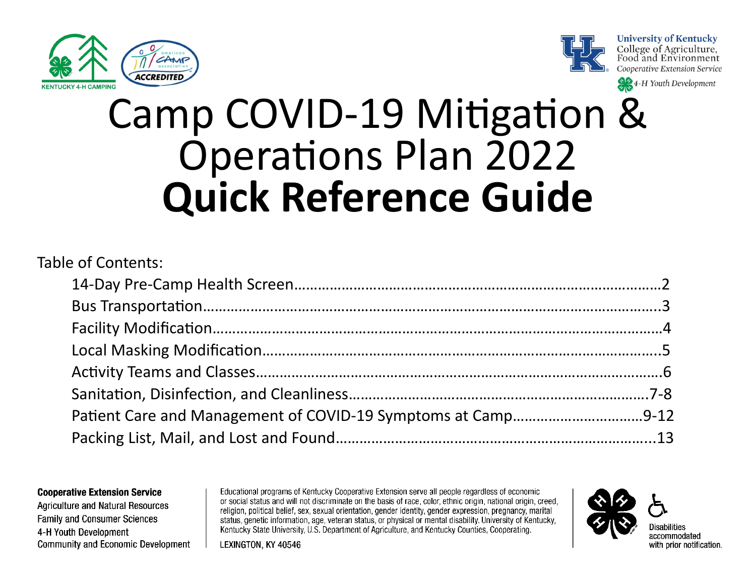KENTUCKY 4-H CAMPING

American Camp Association ACCREDITED

University of Kentucky
College of Agriculture, Food and Environment
*Cooperative Extension Service*
*4-H Youth Development*

# Camp COVID-19 Mitigation & Operations Plan 2022
# **Quick Reference Guide**

Table of Contents:

- 14-Day Pre-Camp Health Screen……………………………………………………………………………2
- Bus Transportation……………………………………………………………………………………………..3
- Facility Modification……………………………………………………………………………………………4
- Local Masking Modification…………………………………………………………………………………..5
- Activity Teams and Classes……………………………………………………………………………………6
- Sanitation, Disinfection, and Cleanliness………………………………………………………………7-8
- Patient Care and Management of COVID-19 Symptoms at Camp…………………………….9-12
- Packing List, Mail, and Lost and Found…………………………………………………………………..13

**Cooperative Extension Service**
Agriculture and Natural Resources
Family and Consumer Sciences
4-H Youth Development
Community and Economic Development

Educational programs of Kentucky Cooperative Extension serve all people regardless of economic or social status and will not discriminate on the basis of race, color, ethnic origin, national origin, creed, religion, political belief, sex, sexual orientation, gender identity, gender expression, pregnancy, marital status, genetic information, age, veteran status, or physical or mental disability. University of Kentucky, Kentucky State University, U.S. Department of Agriculture, and Kentucky Counties, Cooperating.

LEXINGTON, KY 40546

Disabilities accommodated with prior notification.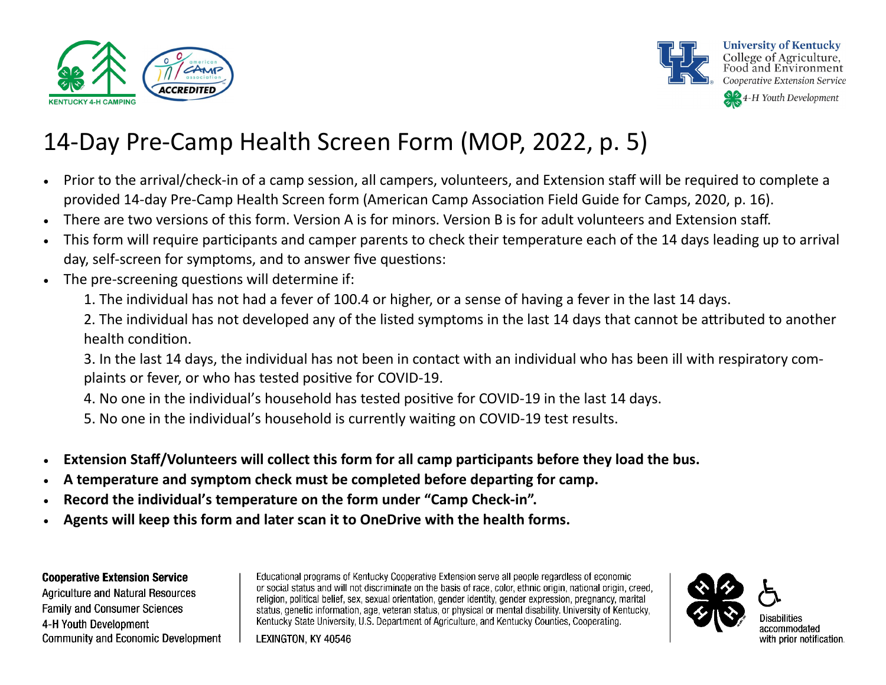# 14-Day Pre-Camp Health Screen Form (MOP, 2022, p. 5)

- Prior to the arrival/check-in of a camp session, all campers, volunteers, and Extension staff will be required to complete a provided 14-day Pre-Camp Health Screen form (American Camp Association Field Guide for Camps, 2020, p. 16).
- There are two versions of this form. Version A is for minors. Version B is for adult volunteers and Extension staff.
- This form will require participants and camper parents to check their temperature each of the 14 days leading up to arrival day, self-screen for symptoms, and to answer five questions:
- The pre-screening questions will determine if:
  1. The individual has not had a fever of 100.4 or higher, or a sense of having a fever in the last 14 days.
  2. The individual has not developed any of the listed symptoms in the last 14 days that cannot be attributed to another health condition.
  3. In the last 14 days, the individual has not been in contact with an individual who has been ill with respiratory complaints or fever, or who has tested positive for COVID-19.
  4. No one in the individual's household has tested positive for COVID-19 in the last 14 days.
  5. No one in the individual's household is currently waiting on COVID-19 test results.

- **Extension Staff/Volunteers will collect this form for all camp participants before they load the bus.**
- **A temperature and symptom check must be completed before departing for camp.**
- **Record the individual's temperature on the form under "Camp Check-in".**
- **Agents will keep this form and later scan it to OneDrive with the health forms.**

**Cooperative Extension Service**
Agriculture and Natural Resources
Family and Consumer Sciences
4-H Youth Development
Community and Economic Development

Educational programs of Kentucky Cooperative Extension serve all people regardless of economic or social status and will not discriminate on the basis of race, color, ethnic origin, national origin, creed, religion, political belief, sex, sexual orientation, gender identity, gender expression, pregnancy, marital status, genetic information, age, veteran status, or physical or mental disability. University of Kentucky, Kentucky State University, U.S. Department of Agriculture, and Kentucky Counties, Cooperating.

LEXINGTON, KY 40546

Disabilities accommodated with prior notification.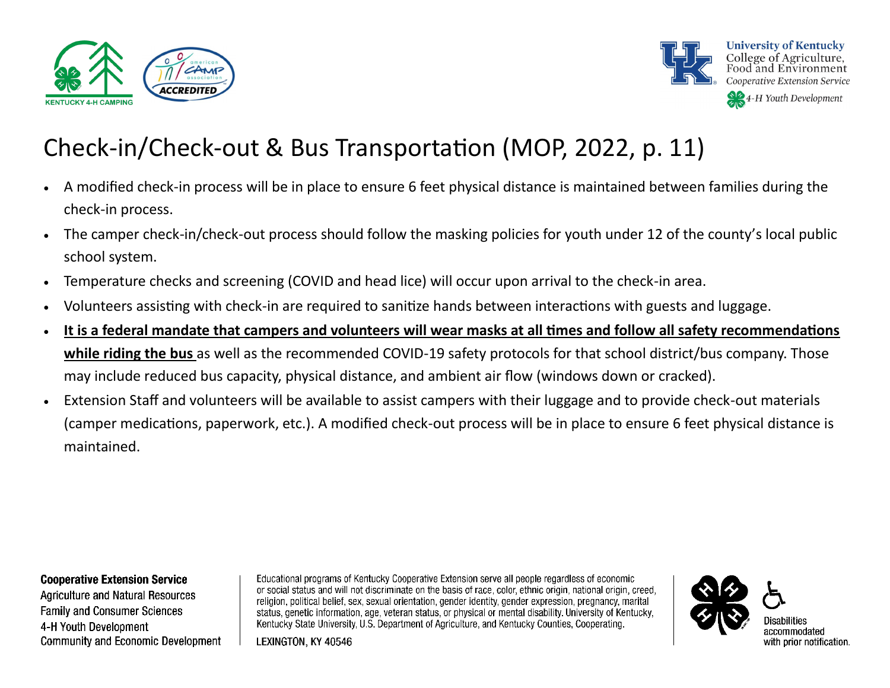# Check-in/Check-out & Bus Transportation (MOP, 2022, p. 11)

- A modified check-in process will be in place to ensure 6 feet physical distance is maintained between families during the check-in process.
- The camper check-in/check-out process should follow the masking policies for youth under 12 of the county's local public school system.
- Temperature checks and screening (COVID and head lice) will occur upon arrival to the check-in area.
- Volunteers assisting with check-in are required to sanitize hands between interactions with guests and luggage.
- **It is a federal mandate that campers and volunteers will wear masks at all times and follow all safety recommendations while riding the bus** as well as the recommended COVID-19 safety protocols for that school district/bus company. Those may include reduced bus capacity, physical distance, and ambient air flow (windows down or cracked).
- Extension Staff and volunteers will be available to assist campers with their luggage and to provide check-out materials (camper medications, paperwork, etc.). A modified check-out process will be in place to ensure 6 feet physical distance is maintained.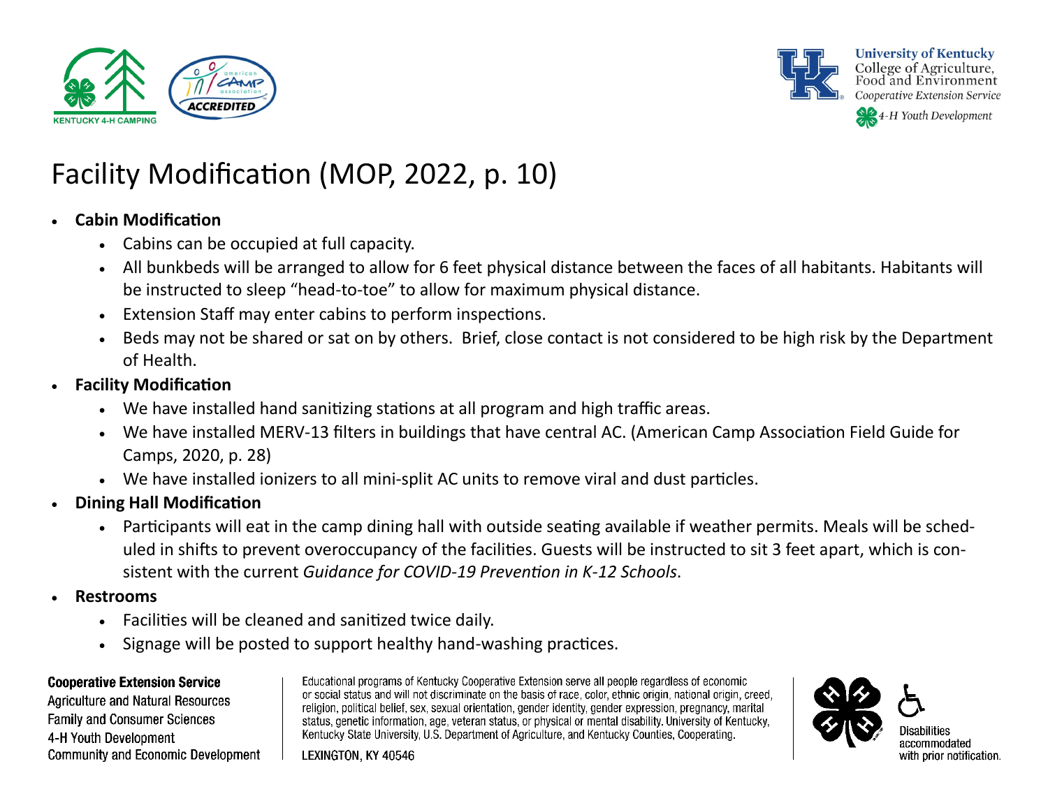# Facility Modification (MOP, 2022, p. 10)

- **Cabin Modification**
  - Cabins can be occupied at full capacity.
  - All bunkbeds will be arranged to allow for 6 feet physical distance between the faces of all habitants. Habitants will be instructed to sleep "head-to-toe" to allow for maximum physical distance.
  - Extension Staff may enter cabins to perform inspections.
  - Beds may not be shared or sat on by others. Brief, close contact is not considered to be high risk by the Department of Health.
- **Facility Modification**
  - We have installed hand sanitizing stations at all program and high traffic areas.
  - We have installed MERV-13 filters in buildings that have central AC. (American Camp Association Field Guide for Camps, 2020, p. 28)
  - We have installed ionizers to all mini-split AC units to remove viral and dust particles.
- **Dining Hall Modification**
  - Participants will eat in the camp dining hall with outside seating available if weather permits. Meals will be scheduled in shifts to prevent overoccupancy of the facilities. Guests will be instructed to sit 3 feet apart, which is consistent with the current *Guidance for COVID-19 Prevention in K-12 Schools*.
- **Restrooms**
  - Facilities will be cleaned and sanitized twice daily.
  - Signage will be posted to support healthy hand-washing practices.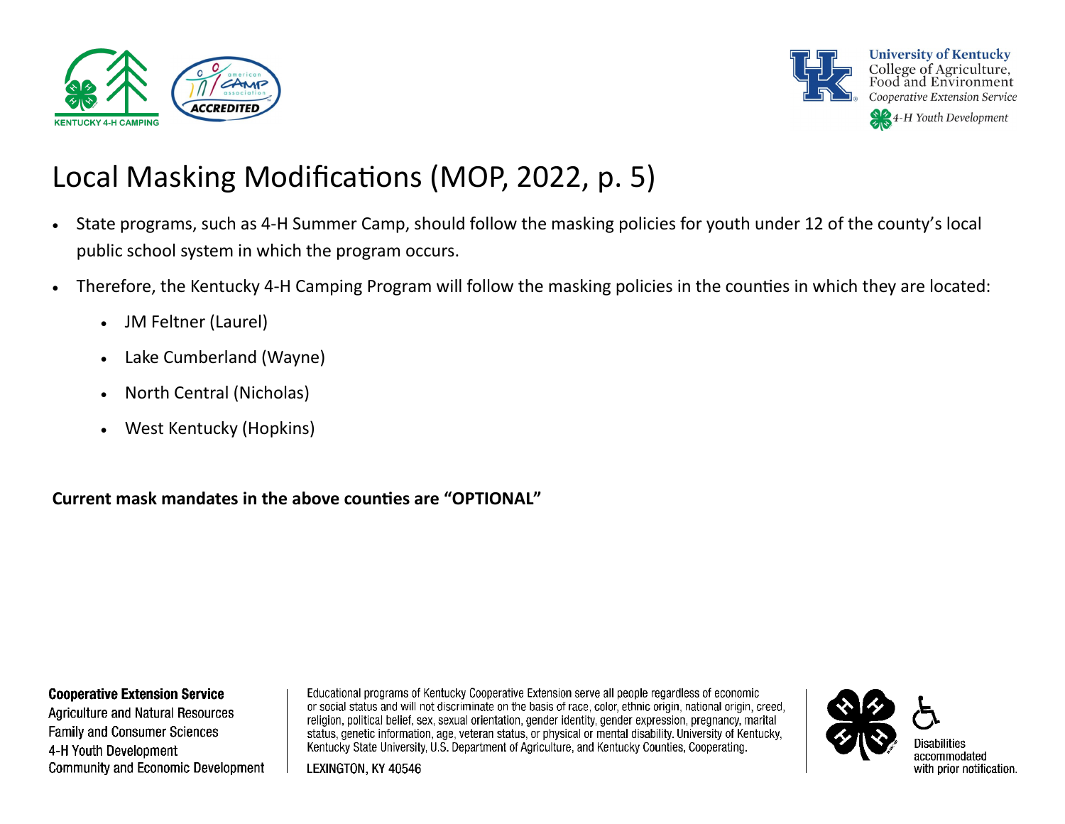# Local Masking Modifications (MOP, 2022, p. 5)

- State programs, such as 4-H Summer Camp, should follow the masking policies for youth under 12 of the county's local public school system in which the program occurs.
- Therefore, the Kentucky 4-H Camping Program will follow the masking policies in the counties in which they are located:
  - JM Feltner (Laurel)
  - Lake Cumberland (Wayne)
  - North Central (Nicholas)
  - West Kentucky (Hopkins)

**Current mask mandates in the above counties are "OPTIONAL"**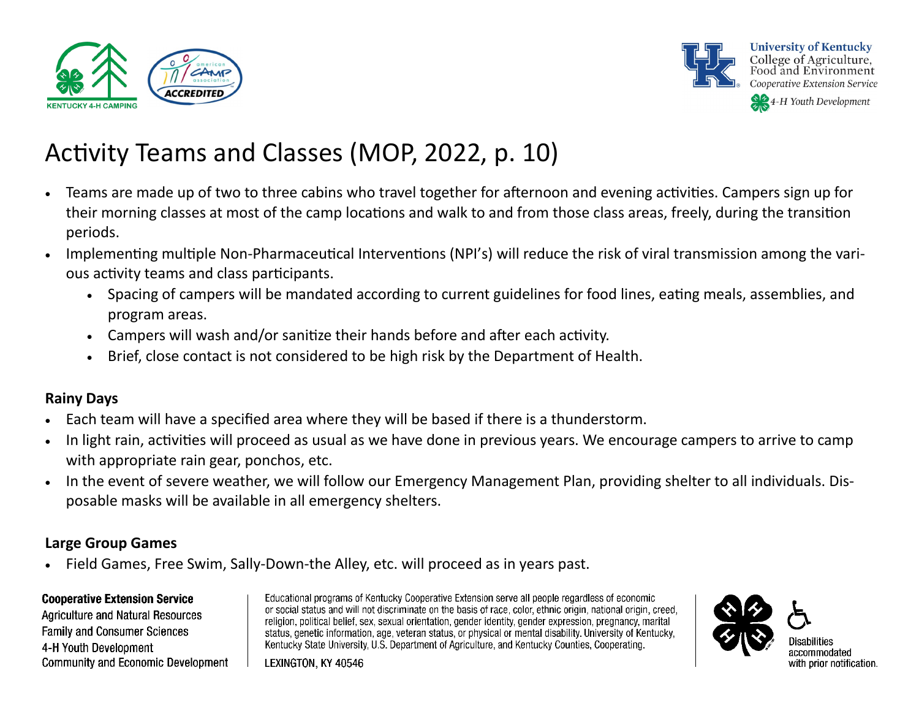# Activity Teams and Classes (MOP, 2022, p. 10)

- Teams are made up of two to three cabins who travel together for afternoon and evening activities. Campers sign up for their morning classes at most of the camp locations and walk to and from those class areas, freely, during the transition periods.
- Implementing multiple Non-Pharmaceutical Interventions (NPI's) will reduce the risk of viral transmission among the various activity teams and class participants.
  - Spacing of campers will be mandated according to current guidelines for food lines, eating meals, assemblies, and program areas.
  - Campers will wash and/or sanitize their hands before and after each activity.
  - Brief, close contact is not considered to be high risk by the Department of Health.

**Rainy Days**

- Each team will have a specified area where they will be based if there is a thunderstorm.
- In light rain, activities will proceed as usual as we have done in previous years. We encourage campers to arrive to camp with appropriate rain gear, ponchos, etc.
- In the event of severe weather, we will follow our Emergency Management Plan, providing shelter to all individuals. Disposable masks will be available in all emergency shelters.

**Large Group Games**

- Field Games, Free Swim, Sally-Down-the Alley, etc. will proceed as in years past.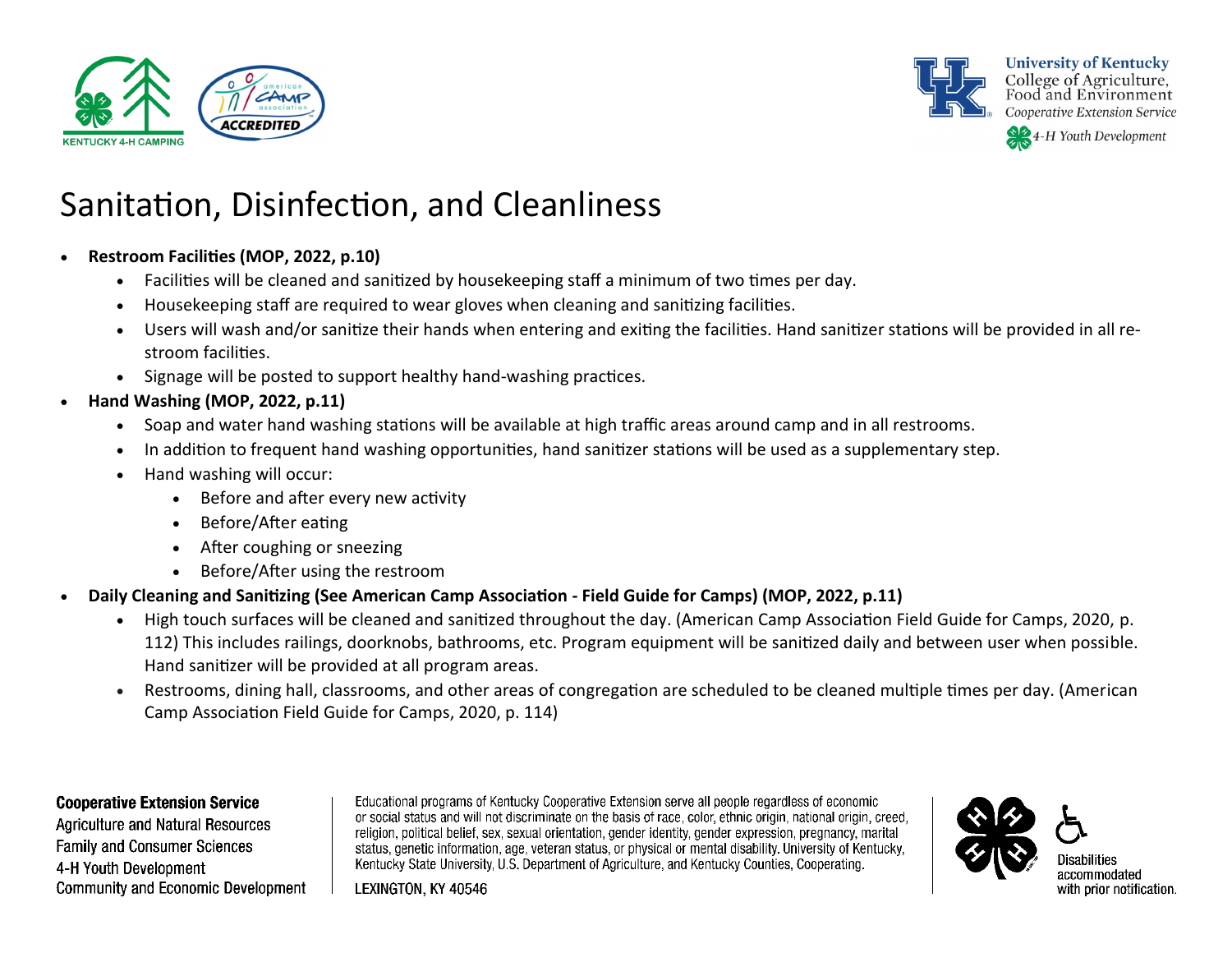# Sanitation, Disinfection, and Cleanliness

- **Restroom Facilities (MOP, 2022, p.10)**
  - Facilities will be cleaned and sanitized by housekeeping staff a minimum of two times per day.
  - Housekeeping staff are required to wear gloves when cleaning and sanitizing facilities.
  - Users will wash and/or sanitize their hands when entering and exiting the facilities. Hand sanitizer stations will be provided in all restroom facilities.
  - Signage will be posted to support healthy hand-washing practices.
- **Hand Washing (MOP, 2022, p.11)**
  - Soap and water hand washing stations will be available at high traffic areas around camp and in all restrooms.
  - In addition to frequent hand washing opportunities, hand sanitizer stations will be used as a supplementary step.
  - Hand washing will occur:
    - Before and after every new activity
    - Before/After eating
    - After coughing or sneezing
    - Before/After using the restroom
- **Daily Cleaning and Sanitizing (See American Camp Association - Field Guide for Camps) (MOP, 2022, p.11)**
  - High touch surfaces will be cleaned and sanitized throughout the day. (American Camp Association Field Guide for Camps, 2020, p. 112) This includes railings, doorknobs, bathrooms, etc. Program equipment will be sanitized daily and between user when possible. Hand sanitizer will be provided at all program areas.
  - Restrooms, dining hall, classrooms, and other areas of congregation are scheduled to be cleaned multiple times per day. (American Camp Association Field Guide for Camps, 2020, p. 114)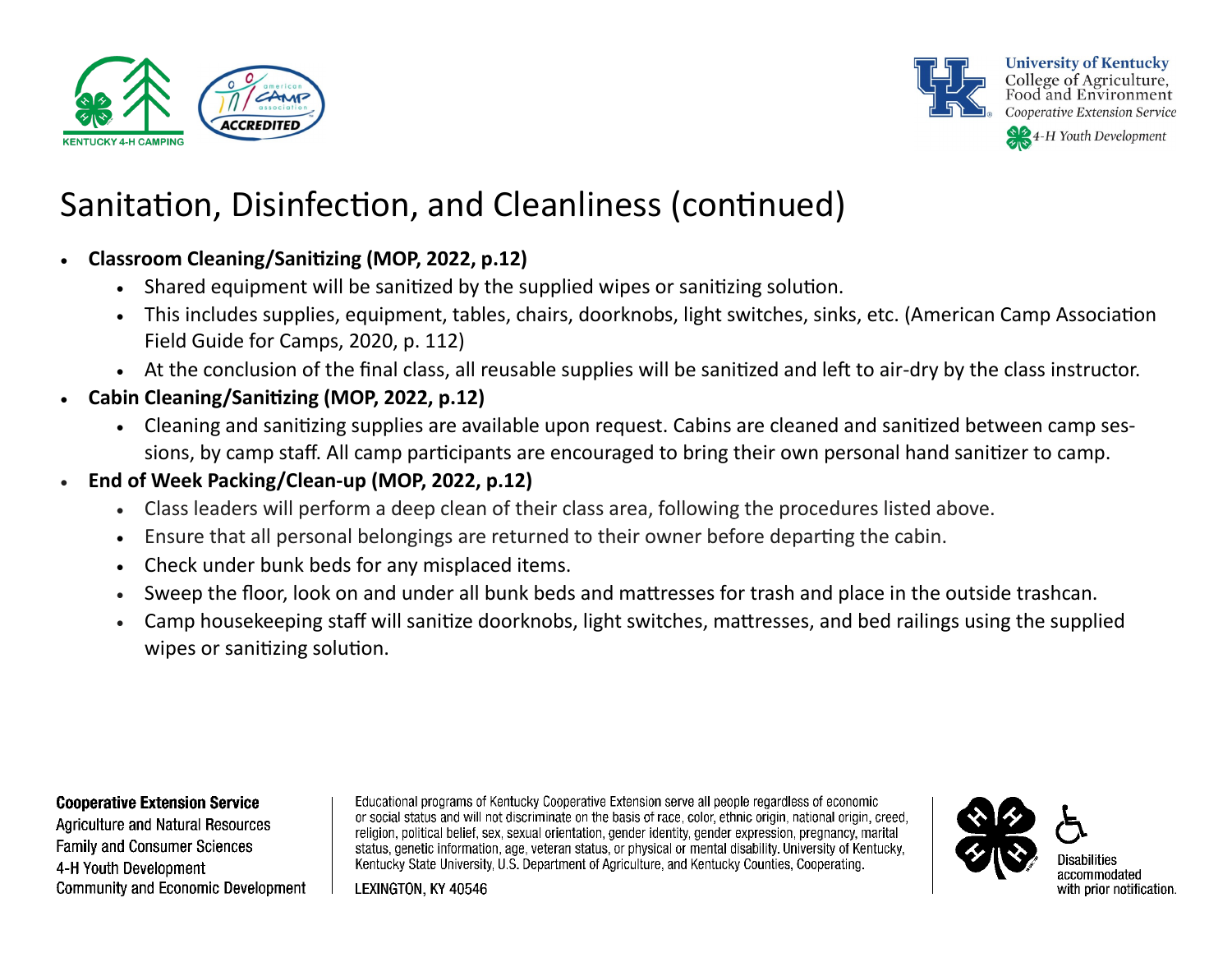# Sanitation, Disinfection, and Cleanliness (continued)

- **Classroom Cleaning/Sanitizing (MOP, 2022, p.12)**
    - Shared equipment will be sanitized by the supplied wipes or sanitizing solution.
    - This includes supplies, equipment, tables, chairs, doorknobs, light switches, sinks, etc. (American Camp Association Field Guide for Camps, 2020, p. 112)
    - At the conclusion of the final class, all reusable supplies will be sanitized and left to air-dry by the class instructor.
- **Cabin Cleaning/Sanitizing (MOP, 2022, p.12)**
    - Cleaning and sanitizing supplies are available upon request. Cabins are cleaned and sanitized between camp sessions, by camp staff. All camp participants are encouraged to bring their own personal hand sanitizer to camp.
- **End of Week Packing/Clean-up (MOP, 2022, p.12)**
    - Class leaders will perform a deep clean of their class area, following the procedures listed above.
    - Ensure that all personal belongings are returned to their owner before departing the cabin.
    - Check under bunk beds for any misplaced items.
    - Sweep the floor, look on and under all bunk beds and mattresses for trash and place in the outside trashcan.
    - Camp housekeeping staff will sanitize doorknobs, light switches, mattresses, and bed railings using the supplied wipes or sanitizing solution.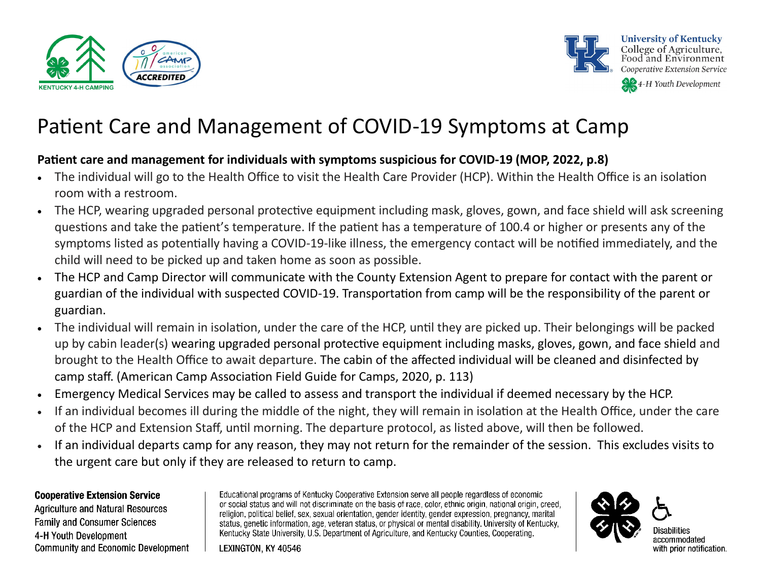# Patient Care and Management of COVID-19 Symptoms at Camp

**Patient care and management for individuals with symptoms suspicious for COVID-19 (MOP, 2022, p.8)**

- The individual will go to the Health Office to visit the Health Care Provider (HCP). Within the Health Office is an isolation room with a restroom.
- The HCP, wearing upgraded personal protective equipment including mask, gloves, gown, and face shield will ask screening questions and take the patient's temperature. If the patient has a temperature of 100.4 or higher or presents any of the symptoms listed as potentially having a COVID-19-like illness, the emergency contact will be notified immediately, and the child will need to be picked up and taken home as soon as possible.
- The HCP and Camp Director will communicate with the County Extension Agent to prepare for contact with the parent or guardian of the individual with suspected COVID-19. Transportation from camp will be the responsibility of the parent or guardian.
- The individual will remain in isolation, under the care of the HCP, until they are picked up. Their belongings will be packed up by cabin leader(s) wearing upgraded personal protective equipment including masks, gloves, gown, and face shield and brought to the Health Office to await departure. The cabin of the affected individual will be cleaned and disinfected by camp staff. (American Camp Association Field Guide for Camps, 2020, p. 113)
- Emergency Medical Services may be called to assess and transport the individual if deemed necessary by the HCP.
- If an individual becomes ill during the middle of the night, they will remain in isolation at the Health Office, under the care of the HCP and Extension Staff, until morning. The departure protocol, as listed above, will then be followed.
- If an individual departs camp for any reason, they may not return for the remainder of the session. This excludes visits to the urgent care but only if they are released to return to camp.

**Cooperative Extension Service**
Agriculture and Natural Resources
Family and Consumer Sciences
4-H Youth Development
Community and Economic Development

Educational programs of Kentucky Cooperative Extension serve all people regardless of economic or social status and will not discriminate on the basis of race, color, ethnic origin, national origin, creed, religion, political belief, sex, sexual orientation, gender identity, gender expression, pregnancy, marital status, genetic information, age, veteran status, or physical or mental disability. University of Kentucky, Kentucky State University, U.S. Department of Agriculture, and Kentucky Counties, Cooperating.

LEXINGTON, KY 40546

Disabilities accommodated with prior notification.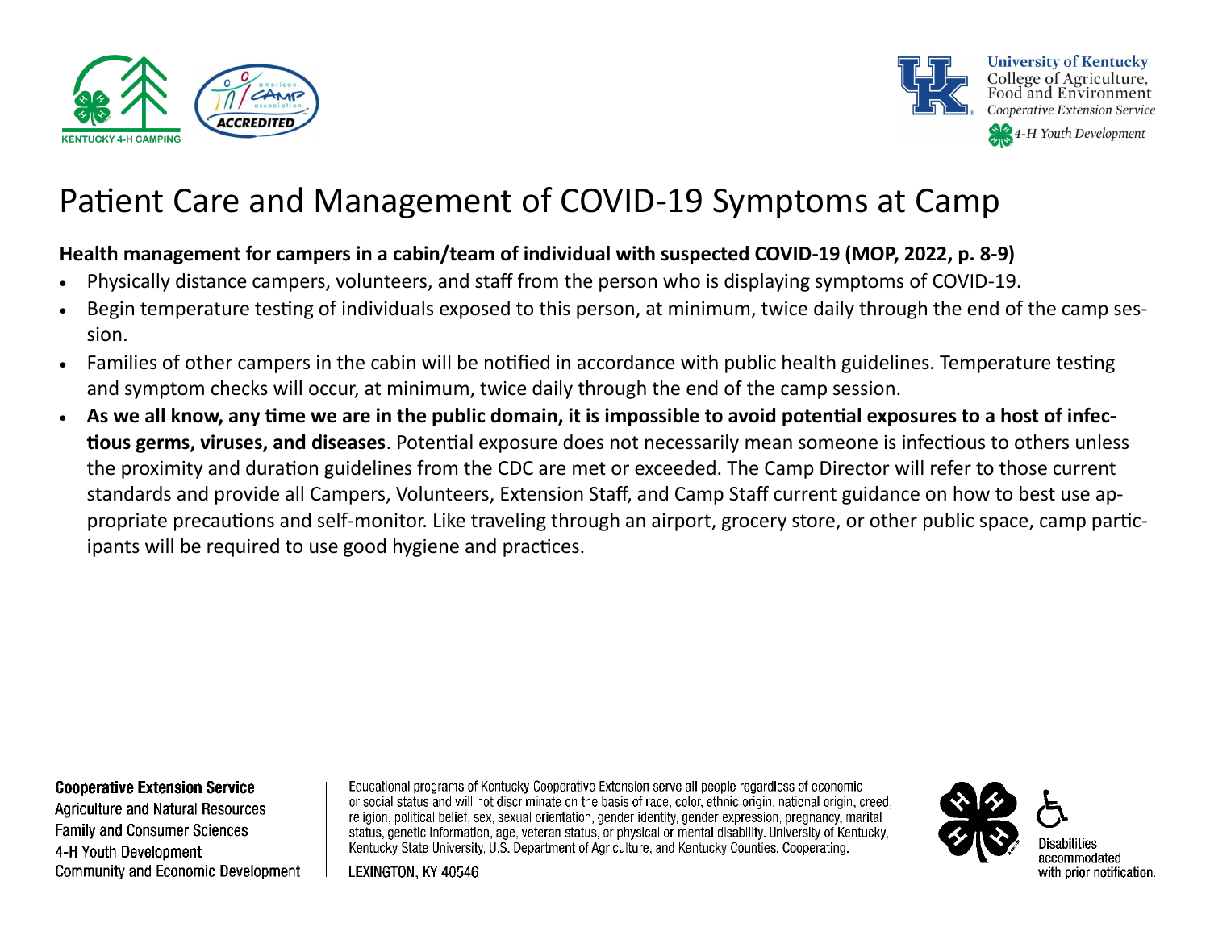# Patient Care and Management of COVID-19 Symptoms at Camp

**Health management for campers in a cabin/team of individual with suspected COVID-19 (MOP, 2022, p. 8-9)**

- Physically distance campers, volunteers, and staff from the person who is displaying symptoms of COVID-19.
- Begin temperature testing of individuals exposed to this person, at minimum, twice daily through the end of the camp session.
- Families of other campers in the cabin will be notified in accordance with public health guidelines. Temperature testing and symptom checks will occur, at minimum, twice daily through the end of the camp session.
- **As we all know, any time we are in the public domain, it is impossible to avoid potential exposures to a host of infectious germs, viruses, and diseases**. Potential exposure does not necessarily mean someone is infectious to others unless the proximity and duration guidelines from the CDC are met or exceeded. The Camp Director will refer to those current standards and provide all Campers, Volunteers, Extension Staff, and Camp Staff current guidance on how to best use appropriate precautions and self-monitor. Like traveling through an airport, grocery store, or other public space, camp participants will be required to use good hygiene and practices.

**Cooperative Extension Service**
Agriculture and Natural Resources
Family and Consumer Sciences
4-H Youth Development
Community and Economic Development

Educational programs of Kentucky Cooperative Extension serve all people regardless of economic or social status and will not discriminate on the basis of race, color, ethnic origin, national origin, creed, religion, political belief, sex, sexual orientation, gender identity, gender expression, pregnancy, marital status, genetic information, age, veteran status, or physical or mental disability. University of Kentucky, Kentucky State University, U.S. Department of Agriculture, and Kentucky Counties, Cooperating.

LEXINGTON, KY 40546

Disabilities accommodated with prior notification.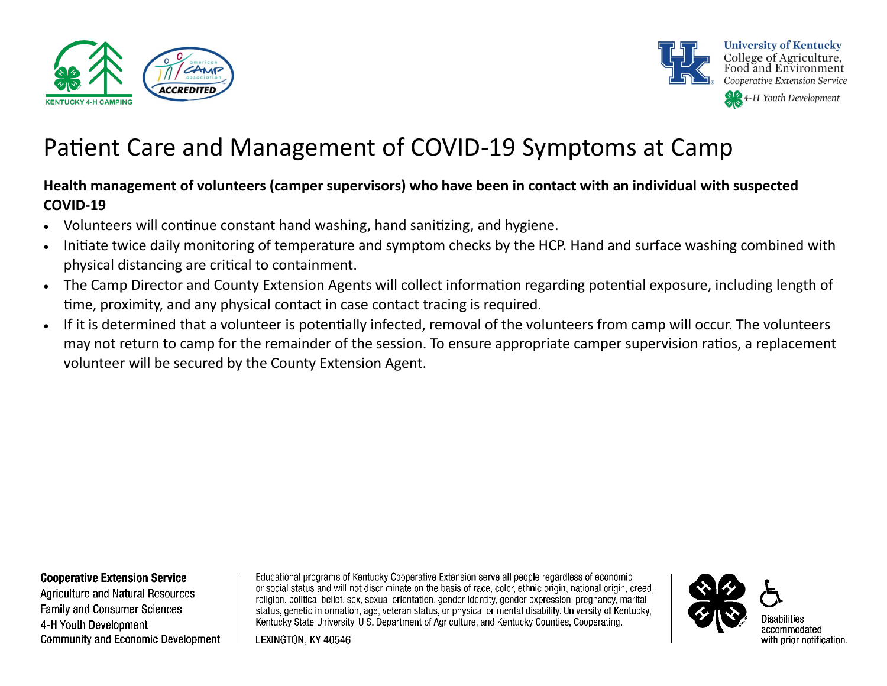# Patient Care and Management of COVID-19 Symptoms at Camp

**Health management of volunteers (camper supervisors) who have been in contact with an individual with suspected COVID-19**

- Volunteers will continue constant hand washing, hand sanitizing, and hygiene.
- Initiate twice daily monitoring of temperature and symptom checks by the HCP. Hand and surface washing combined with physical distancing are critical to containment.
- The Camp Director and County Extension Agents will collect information regarding potential exposure, including length of time, proximity, and any physical contact in case contact tracing is required.
- If it is determined that a volunteer is potentially infected, removal of the volunteers from camp will occur. The volunteers may not return to camp for the remainder of the session. To ensure appropriate camper supervision ratios, a replacement volunteer will be secured by the County Extension Agent.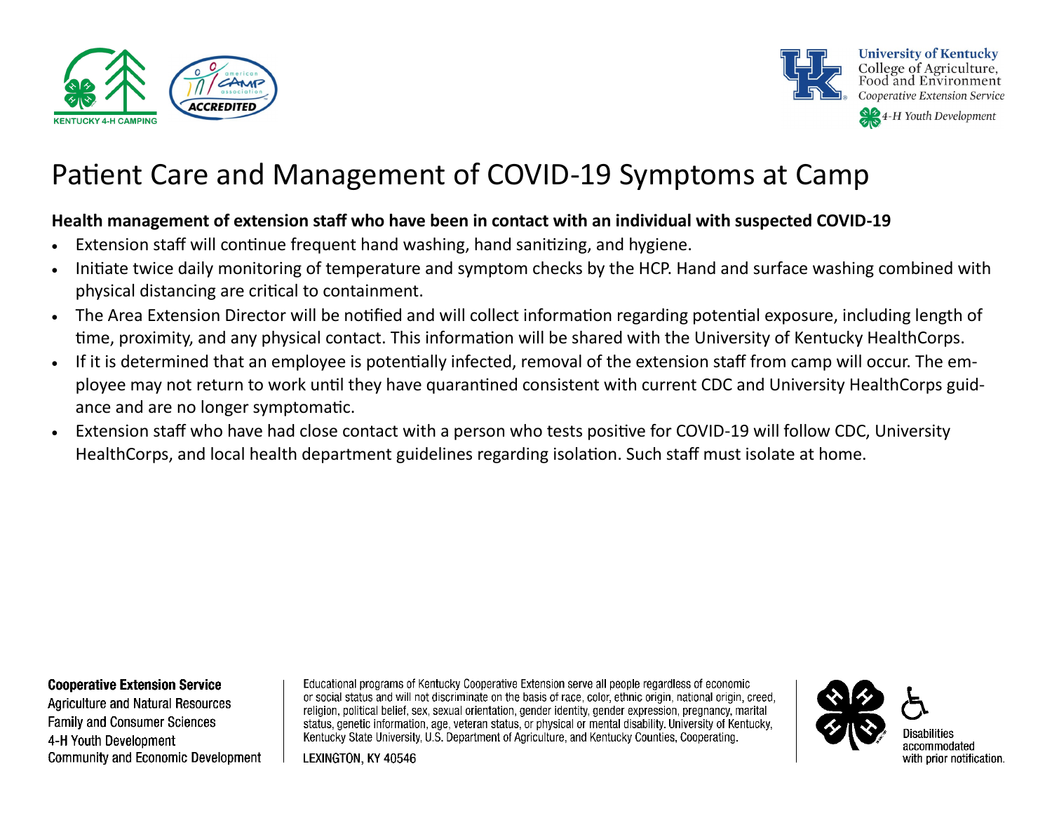# Patient Care and Management of COVID-19 Symptoms at Camp

**Health management of extension staff who have been in contact with an individual with suspected COVID-19**

- Extension staff will continue frequent hand washing, hand sanitizing, and hygiene.
- Initiate twice daily monitoring of temperature and symptom checks by the HCP. Hand and surface washing combined with physical distancing are critical to containment.
- The Area Extension Director will be notified and will collect information regarding potential exposure, including length of time, proximity, and any physical contact. This information will be shared with the University of Kentucky HealthCorps.
- If it is determined that an employee is potentially infected, removal of the extension staff from camp will occur. The employee may not return to work until they have quarantined consistent with current CDC and University HealthCorps guidance and are no longer symptomatic.
- Extension staff who have had close contact with a person who tests positive for COVID-19 will follow CDC, University HealthCorps, and local health department guidelines regarding isolation. Such staff must isolate at home.

**Cooperative Extension Service**
Agriculture and Natural Resources
Family and Consumer Sciences
4-H Youth Development
Community and Economic Development

Educational programs of Kentucky Cooperative Extension serve all people regardless of economic or social status and will not discriminate on the basis of race, color, ethnic origin, national origin, creed, religion, political belief, sex, sexual orientation, gender identity, gender expression, pregnancy, marital status, genetic information, age, veteran status, or physical or mental disability. University of Kentucky, Kentucky State University, U.S. Department of Agriculture, and Kentucky Counties, Cooperating.

LEXINGTON, KY 40546

Disabilities accommodated with prior notification.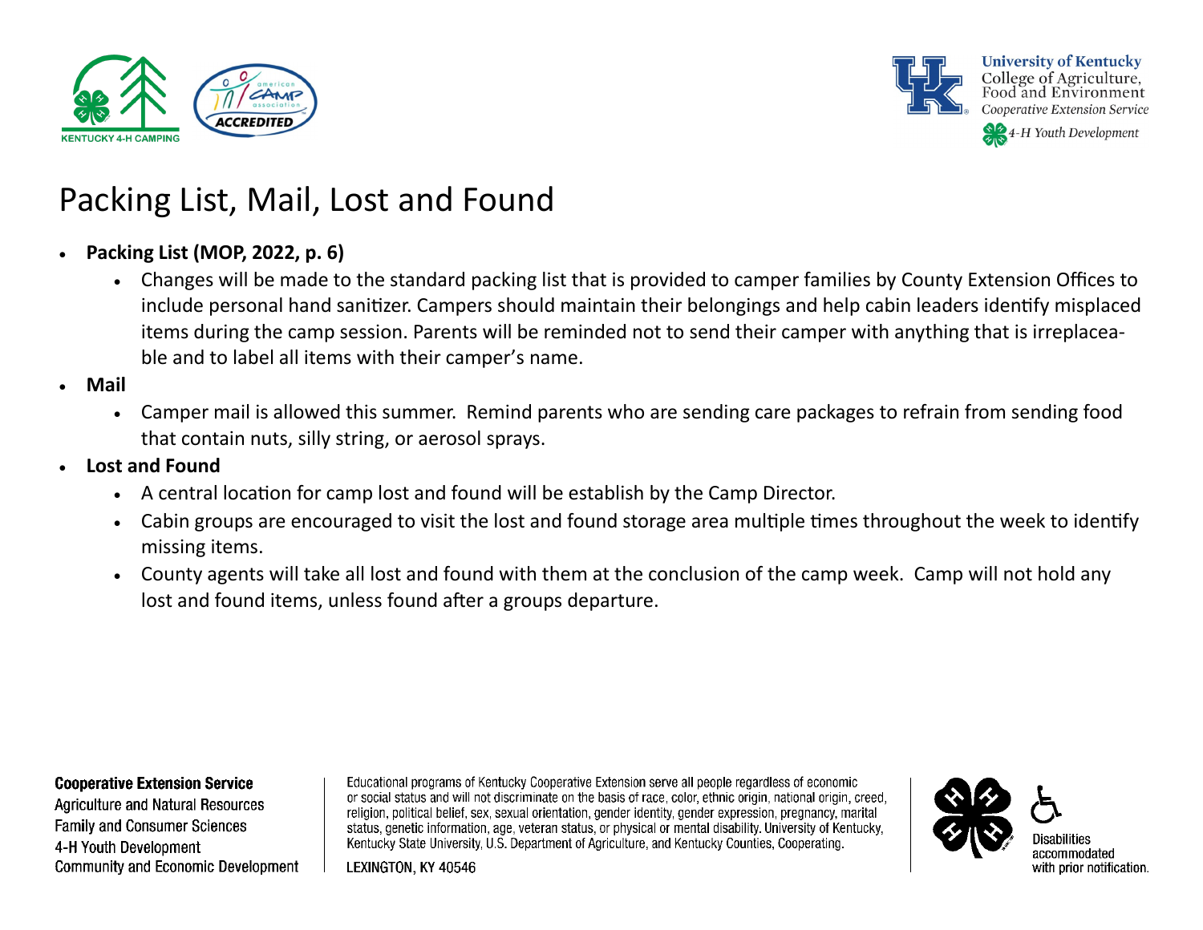# Packing List, Mail, Lost and Found

- **Packing List (MOP, 2022, p. 6)**
  - Changes will be made to the standard packing list that is provided to camper families by County Extension Offices to include personal hand sanitizer. Campers should maintain their belongings and help cabin leaders identify misplaced items during the camp session. Parents will be reminded not to send their camper with anything that is irreplaceable and to label all items with their camper's name.
- **Mail**
  - Camper mail is allowed this summer. Remind parents who are sending care packages to refrain from sending food that contain nuts, silly string, or aerosol sprays.
- **Lost and Found**
  - A central location for camp lost and found will be establish by the Camp Director.
  - Cabin groups are encouraged to visit the lost and found storage area multiple times throughout the week to identify missing items.
  - County agents will take all lost and found with them at the conclusion of the camp week. Camp will not hold any lost and found items, unless found after a groups departure.